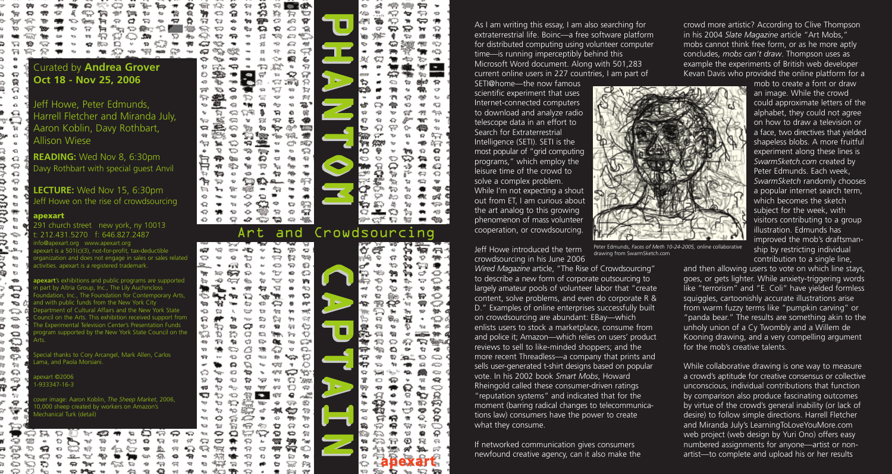# PHANTOM CAPTAIN

## Art and Crowdsourcing

Curated by **Andrea Grover**
**Oct 18 - Nov 25, 2006**

Jeff Howe, Peter Edmunds, Harrell Fletcher and Miranda July, Aaron Koblin, Davy Rothbart, Allison Wiese

**READING:** Wed Nov 8, 6:30pm
Davy Rothbart with special guest Anvil

**LECTURE:** Wed Nov 15, 6:30pm
Jeff Howe on the rise of crowdsourcing

**apexart**
291 church street new york, ny 10013
t: 212.431.5270 f: 646.827.2487
info@apexart.org www.apexart.org
apexart is a 501(c)(3), not-for-profit, tax-deductible organization and does not engage in sales or sales related activities. apexart is a registered trademark.

**apexart**'s exhibitions and public programs are supported in part by Altria Group, Inc., The Lily Auchincloss Foundation, Inc., The Foundation for Contemporary Arts, and with public funds from the New York City Department of Cultural Affairs and the New York State Council on the Arts. This exhibition received support from The Experimental Television Center's Presentation Funds program supported by the New York State Council on the Arts.

Special thanks to Cory Arcangel, Mark Allen, Carlos Lama, and Paola Morsiani.

apexart ©2006
1-933347-16-3

cover image: Aaron Koblin, *The Sheep Market*, 2006, 10,000 sheep created by workers on Amazon's Mechanical Turk (detail)

As I am writing this essay, I am also searching for extraterrestrial life. Boinc—a free software platform for distributed computing using volunteer computer time—is running imperceptibly behind this Microsoft Word document. Along with 501,283 current online users in 227 countries, I am part of SETI@home—the now famous scientific experiment that uses Internet-connected computers to download and analyze radio telescope data in an effort to Search for Extraterrestrial Intelligence (SETI). SETI is the most popular of "grid computing programs," which employ the leisure time of the crowd to solve a complex problem. While I'm not expecting a shout out from ET, I am curious about the art analog to this growing phenomenon of mass volunteer cooperation, or crowdsourcing.

Jeff Howe introduced the term crowdsourcing in his June 2006 *Wired Magazine* article, "The Rise of Crowdsourcing" to describe a new form of corporate outsourcing to largely amateur pools of volunteer labor that "create content, solve problems, and even do corporate R & D." Examples of online enterprises successfully built on crowdsourcing are abundant: EBay—which enlists users to stock a marketplace, consume from and police it; Amazon—which relies on users' product reviews to sell to like-minded shoppers; and the more recent Threadless—a company that prints and sells user-generated t-shirt designs based on popular vote. In his 2002 book *Smart Mobs*, Howard Rheingold called these consumer-driven ratings "reputation systems" and indicated that for the moment (barring radical changes to telecommunications law) consumers have the power to create what they consume.

If networked communication gives consumers newfound creative agency, can it also make the crowd more artistic? According to Clive Thompson in his 2004 *Slate Magazine* article "Art Mobs," mobs cannot think free form, or as he more aptly concludes, *mobs can't draw*. Thompson uses as example the experiments of British web developer Kevan Davis who provided the online platform for a mob to create a font or draw an image. While the crowd could approximate letters of the alphabet, they could not agree on how to draw a television or a face, two directives that yielded shapeless blobs. A more fruitful experiment along these lines is *SwarmSketch.com* created by Peter Edmunds. Each week, *SwarmSketch* randomly chooses a popular internet search term, which becomes the sketch subject for the week, with visitors contributing to a group illustration. Edmunds has improved the mob's draftsmanship by restricting individual contribution to a single line, and then allowing users to vote on which line stays, goes, or gets lighter. While anxiety-triggering words like "terrorism" and "E. Coli" have yielded formless squiggles, cartoonishly accurate illustrations arise from warm fuzzy terms like "pumpkin carving" or "panda bear." The results are something akin to the unholy union of a Cy Twombly and a Willem de Kooning drawing, and a very compelling argument for the mob's creative talents.

Peter Edmunds, *Faces of Meth 10-24-2005*, online collaborative drawing from SwarmSketch.com

While collaborative drawing is one way to measure a crowd's aptitude for creative consensus or collective unconscious, individual contributions that function by comparison also produce fascinating outcomes by virtue of the crowd's general inability (or lack of desire) to follow simple directions. Harrell Fletcher and Miranda July's LearningToLoveYouMore.com web project (web design by Yuri Ono) offers easy numbered assignments for anyone—artist or non-artist—to complete and upload his or her results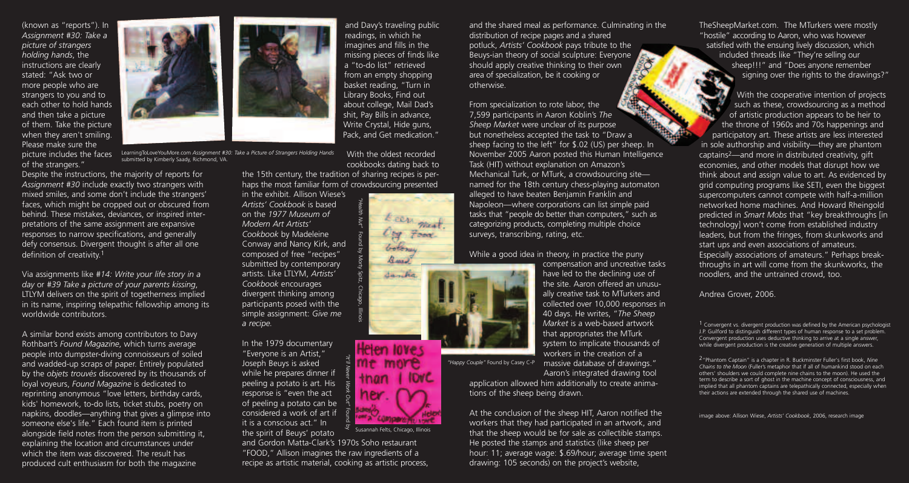(known as "reports"). In *Assignment #30: Take a picture of strangers holding hands*, the instructions are clearly stated: "Ask two or more people who are strangers to you and to each other to hold hands and then take a picture of them. Take the picture when they aren't smiling. Please make sure the picture includes the faces of the strangers."

LearningToLoveYouMore.com *Assignment #30: Take a Picture of Strangers Holding Hands* submitted by Kimberly Saady, Richmond, VA.

Despite the instructions, the majority of reports for *Assignment #30* include exactly two strangers with mixed smiles, and some don't include the strangers' faces, which might be cropped out or obscured from behind. These mistakes, deviances, or inspired interpretations of the same assignment are expansive responses to narrow specifications, and generally defy consensus. Divergent thought is after all one definition of creativity.[1]

Via assignments like *#14: Write your life story in a day* or *#39 Take a picture of your parents kissing*, LTLYM delivers on the spirit of togetherness implied in its name, inspiring telepathic fellowship among its worldwide contributors.

A similar bond exists among contributors to Davy Rothbart's *Found Magazine*, which turns average people into dumpster-diving connoisseurs of soiled and wadded-up scraps of paper. Entirely populated by the *objets trouvés* discovered by its thousands of loyal voyeurs, *Found Magazine* is dedicated to reprinting anonymous "love letters, birthday cards, kids' homework, to-do lists, ticket stubs, poetry on napkins, doodles—anything that gives a glimpse into someone else's life." Each found item is printed alongside field notes from the person submitting it, explaining the location and circumstances under which the item was discovered. The result has produced cult enthusiasm for both the magazine and Davy's traveling public readings, in which he imagines and fills in the missing pieces of finds like a "to-do list" retrieved from an empty shopping basket reading, "Turn in Library Books, Find out about college, Mail Dad's shit, Pay Bills in advance, Write Crystal, Hide guns, Pack, and Get medication."

With the oldest recorded cookbooks dating back to the 15th century, the tradition of sharing recipes is perhaps the most familiar form of crowdsourcing presented in the exhibit. Allison Wiese's *Artists' Cookbook* is based on the *1977 Museum of Modern Art Artists' Cookbook* by Madeleine Conway and Nancy Kirk, and composed of free "recipes" submitted by contemporary artists. Like LTLYM, *Artists' Cookbook* encourages divergent thinking among participants posed with the simple assignment: *Give me a recipe*.

*"Health Nut"* Found by Monty Spitz, Chicago, Illinois

In the 1979 documentary "Everyone is an Artist," Joseph Beuys is asked while he prepares dinner if peeling a potato is art. His response is "even the act of peeling a potato can be considered a work of art if it is a conscious act." In the spirit of Beuys' potato and Gordon Matta-Clark's 1970s Soho restaurant "FOOD," Allison imagines the raw ingredients of a recipe as artistic material, cooking as artistic process, and the shared meal as performance. Culminating in the distribution of recipe pages and a shared potluck, *Artists' Cookbook* pays tribute to the Beuys-ian theory of social sculpture: Everyone should apply creative thinking to their own area of specialization, be it cooking or otherwise.

*"It'll Never Work Out"* Found by Susannah Felts, Chicago, Illinois

From specialization to rote labor, the 7,599 participants in Aaron Koblin's *The Sheep Market* were unclear of its purpose but nonetheless accepted the task to "Draw a sheep facing to the left" for $.02 (US) per sheep. In November 2005 Aaron posted this Human Intelligence Task (HIT) without explanation on Amazon's Mechanical Turk, or MTurk, a crowdsourcing site—named for the 18th century chess-playing automaton alleged to have beaten Benjamin Franklin and Napoleon—where corporations can list simple paid tasks that "people do better than computers," such as categorizing products, completing multiple choice surveys, transcribing, rating, etc.

While a good idea in theory, in practice the puny compensation and uncreative tasks have led to the declining use of the site. Aaron offered an unusually creative task to MTurkers and collected over 10,000 responses in 40 days. He writes, "*The Sheep Market* is a web-based artwork that appropriates the MTurk system to implicate thousands of workers in the creation of a massive database of drawings." Aaron's integrated drawing tool application allowed him additionally to create animations of the sheep being drawn.

*"Happy Couple"* Found by Casey C-P

At the conclusion of the sheep HIT, Aaron notified the workers that they had participated in an artwork, and that the sheep would be for sale as collectible stamps. He posted the stamps and statistics (like sheep per hour: 11; average wage: $.69/hour; average time spent drawing: 105 seconds) on the project's website, TheSheepMarket.com. The MTurkers were mostly "hostile" according to Aaron, who was however satisfied with the ensuing lively discussion, which included threads like "They're selling our sheep!!!" and "Does anyone remember signing over the rights to the drawings?"

With the cooperative intention of projects such as these, crowdsourcing as a method of artistic production appears to be heir to the throne of 1960s and 70s happenings and participatory art. These artists are less interested in sole authorship and visibility—they are phantom captains[2]—and more in distributed creativity, gift economies, and other models that disrupt how we think about and assign value to art. As evidenced by grid computing programs like SETI, even the biggest supercomputers cannot compete with half-a-million networked home machines. And Howard Rheingold predicted in *Smart Mobs* that "key breakthroughs [in technology] won't come from established industry leaders, but from the fringes, from skunkworks and start ups and even associations of amateurs. Especially associations of amateurs." Perhaps breakthroughs in art will come from the skunkworks, the noodlers, and the untrained crowd, too.

Andrea Grover, 2006.

[1] Convergent vs. divergent production was defined by the American psychologist J.P. Guilford to distinguish different types of human response to a set problem. Convergent production uses deductive thinking to arrive at a single answer, while divergent production is the creative generation of multiple answers.

[2] "Phantom Captain" is a chapter in R. Buckminster Fuller's first book, *Nine Chains to the Moon* (Fuller's metaphor that if all of humankind stood on each others' shoulders we could complete nine chains to the moon). He used the term to describe a sort of ghost in the machine concept of consciousness, and implied that all phantom captains are telepathically connected, especially when their actions are extended through the shared use of machines.

image above: Allison Wiese, *Artists' Cookbook*, 2006, research image